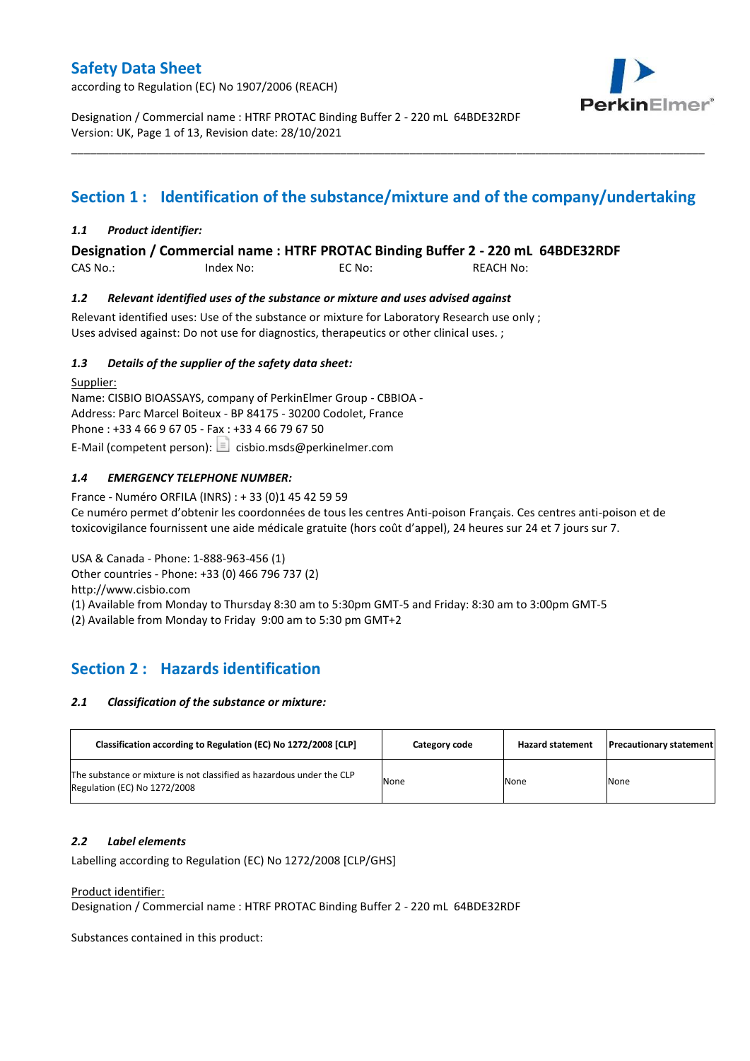# Safety Data Sheet

according to Regulation (EC) No 1907/2006 (REACH)

Designation / Commercial name : HTRF PROTAC Binding Buffer 2 - 220 mL 64BDE32RDF
Version: UK, Page 1 of 13, Revision date: 28/10/2021

## Section 1 : Identification of the substance/mixture and of the company/undertaking

### *1.1 Product identifier:*

**Designation / Commercial name : HTRF PROTAC Binding Buffer 2 - 220 mL 64BDE32RDF**

CAS No.: Index No: EC No: REACH No:

### *1.2 Relevant identified uses of the substance or mixture and uses advised against*

Relevant identified uses: Use of the substance or mixture for Laboratory Research use only ;
Uses advised against: Do not use for diagnostics, therapeutics or other clinical uses. ;

### *1.3 Details of the supplier of the safety data sheet:*

Supplier:
Name: CISBIO BIOASSAYS, company of PerkinElmer Group - CBBIOA -
Address: Parc Marcel Boiteux - BP 84175 - 30200 Codolet, France
Phone : +33 4 66 9 67 05 - Fax : +33 4 66 79 67 50
E-Mail (competent person): cisbio.msds@perkinelmer.com

### *1.4 EMERGENCY TELEPHONE NUMBER:*

France - Numéro ORFILA (INRS) : + 33 (0)1 45 42 59 59
Ce numéro permet d'obtenir les coordonnées de tous les centres Anti-poison Français. Ces centres anti-poison et de toxicovigilance fournissent une aide médicale gratuite (hors coût d'appel), 24 heures sur 24 et 7 jours sur 7.

USA & Canada - Phone: 1-888-963-456 (1)
Other countries - Phone: +33 (0) 466 796 737 (2)
http://www.cisbio.com
(1) Available from Monday to Thursday 8:30 am to 5:30pm GMT-5 and Friday: 8:30 am to 3:00pm GMT-5
(2) Available from Monday to Friday 9:00 am to 5:30 pm GMT+2

## Section 2 : Hazards identification

### *2.1 Classification of the substance or mixture:*

| Classification according to Regulation (EC) No 1272/2008 [CLP] | Category code | Hazard statement | Precautionary statement |
|---|---|---|---|
| The substance or mixture is not classified as hazardous under the CLP Regulation (EC) No 1272/2008 | None | None | None |

### *2.2 Label elements*

Labelling according to Regulation (EC) No 1272/2008 [CLP/GHS]

Product identifier:
Designation / Commercial name : HTRF PROTAC Binding Buffer 2 - 220 mL 64BDE32RDF

Substances contained in this product: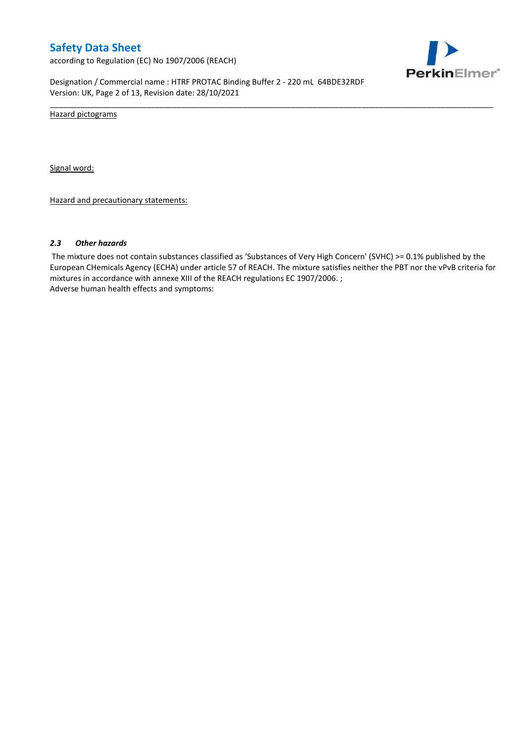Hazard pictograms

Signal word:

Hazard and precautionary statements:

### *2.3 Other hazards*

The mixture does not contain substances classified as 'Substances of Very High Concern' (SVHC) >= 0.1% published by the European CHemicals Agency (ECHA) under article 57 of REACH. The mixture satisfies neither the PBT nor the vPvB criteria for mixtures in accordance with annexe XIII of the REACH regulations EC 1907/2006. ;
Adverse human health effects and symptoms: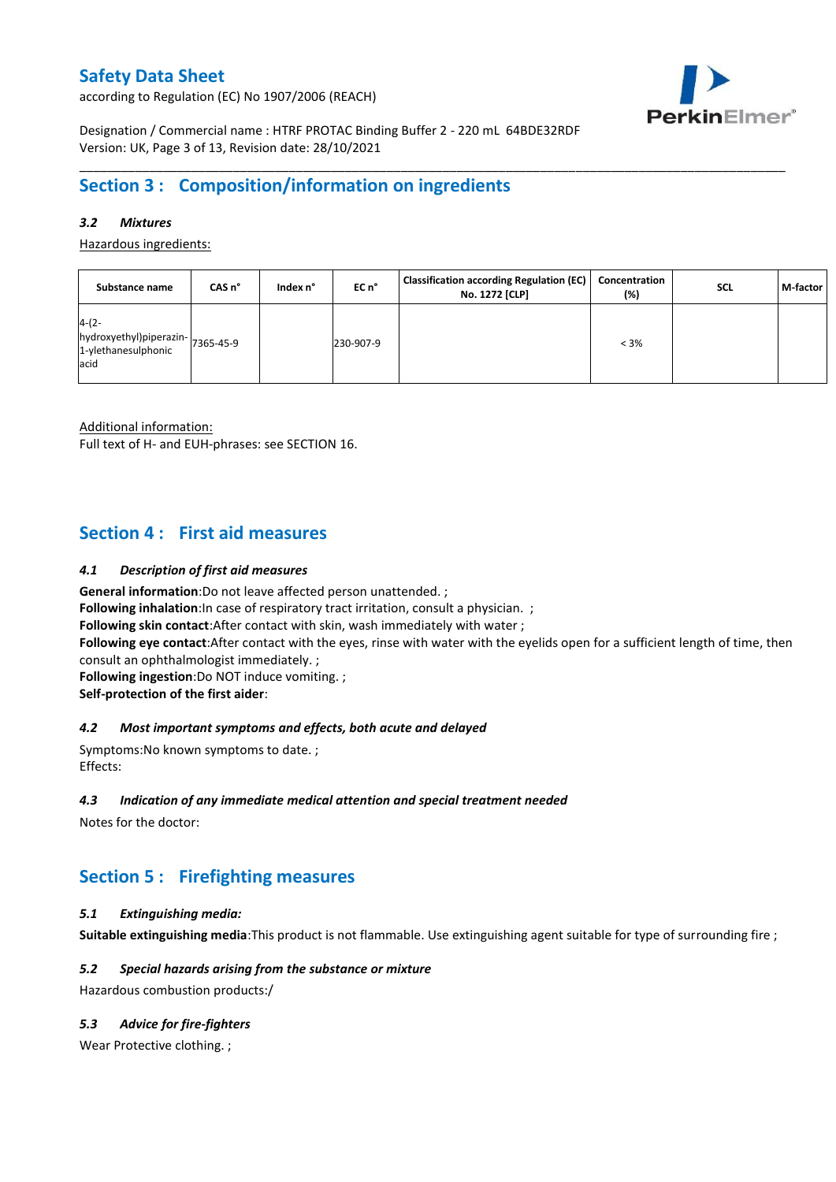## Section 3 : Composition/information on ingredients

### 3.2 *Mixtures*

Hazardous ingredients:

| Substance name | CAS n° | Index n° | EC n° | Classification according Regulation (EC) No. 1272 [CLP] | Concentration (%) | SCL | M-factor |
|---|---|---|---|---|---|---|---|
| 4-(2-hydroxyethyl)piperazin-1-ylethanesulphonic acid | 7365-45-9 | | 230-907-9 | | < 3% | | |

Additional information:
Full text of H- and EUH-phrases: see SECTION 16.

## Section 4 : First aid measures

### 4.1 *Description of first aid measures*

**General information**:Do not leave affected person unattended. ;
**Following inhalation**:In case of respiratory tract irritation, consult a physician. ;
**Following skin contact**:After contact with skin, wash immediately with water ;
**Following eye contact**:After contact with the eyes, rinse with water with the eyelids open for a sufficient length of time, then consult an ophthalmologist immediately. ;
**Following ingestion**:Do NOT induce vomiting. ;
**Self-protection of the first aider**:

### 4.2 *Most important symptoms and effects, both acute and delayed*

Symptoms:No known symptoms to date. ;
Effects:

### 4.3 *Indication of any immediate medical attention and special treatment needed*

Notes for the doctor:

## Section 5 : Firefighting measures

### 5.1 *Extinguishing media:*

**Suitable extinguishing media**:This product is not flammable. Use extinguishing agent suitable for type of surrounding fire ;

### 5.2 *Special hazards arising from the substance or mixture*

Hazardous combustion products:/

### 5.3 *Advice for fire-fighters*

Wear Protective clothing. ;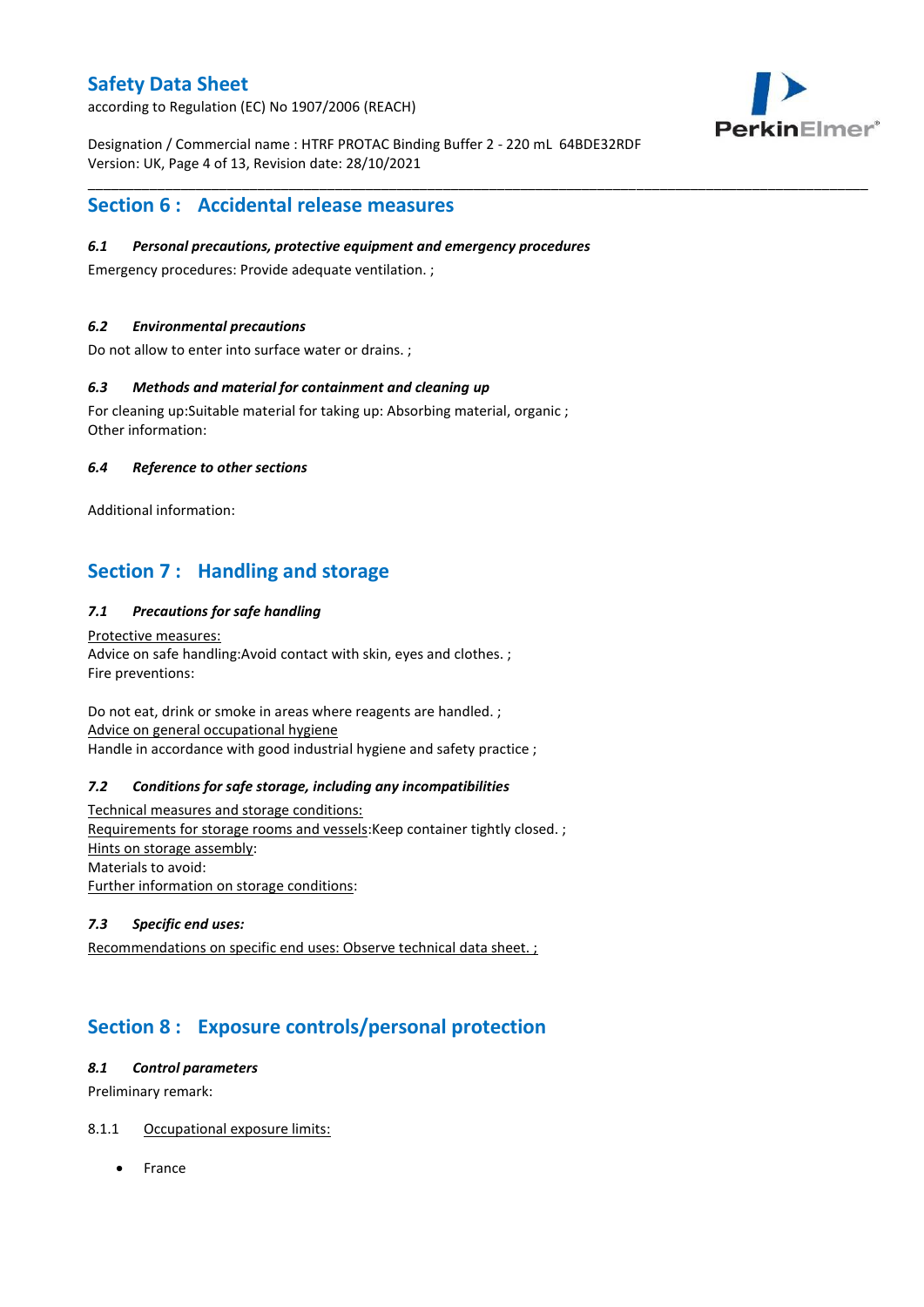## Section 6 : Accidental release measures

### *6.1 Personal precautions, protective equipment and emergency procedures*

Emergency procedures: Provide adequate ventilation. ;

### *6.2 Environmental precautions*

Do not allow to enter into surface water or drains. ;

### *6.3 Methods and material for containment and cleaning up*

For cleaning up:Suitable material for taking up: Absorbing material, organic ;
Other information:

### *6.4 Reference to other sections*

Additional information:

## Section 7 : Handling and storage

### *7.1 Precautions for safe handling*

Protective measures:
Advice on safe handling:Avoid contact with skin, eyes and clothes. ;
Fire preventions:

Do not eat, drink or smoke in areas where reagents are handled. ;
Advice on general occupational hygiene
Handle in accordance with good industrial hygiene and safety practice ;

### *7.2 Conditions for safe storage, including any incompatibilities*

Technical measures and storage conditions:
Requirements for storage rooms and vessels:Keep container tightly closed. ;
Hints on storage assembly:
Materials to avoid:
Further information on storage conditions:

### *7.3 Specific end uses:*

Recommendations on specific end uses: Observe technical data sheet. ;

## Section 8 : Exposure controls/personal protection

### *8.1 Control parameters*

Preliminary remark:

8.1.1 Occupational exposure limits:

- France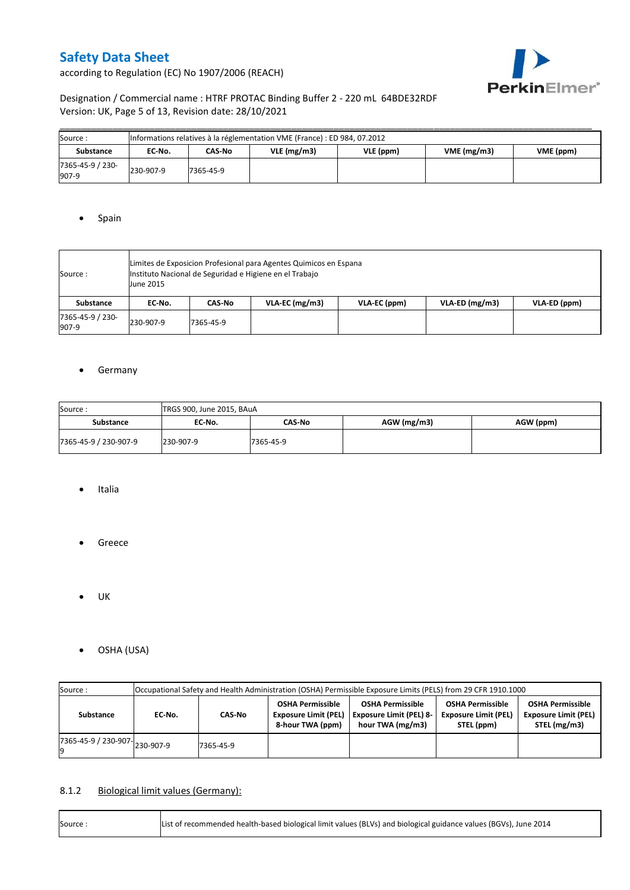| Source : | Informations relatives à la réglementation VME (France) : ED 984, 07.2012 | | | | | |
|---|---|---|---|---|---|---|
| **Substance** | **EC-No.** | **CAS-No** | **VLE (mg/m3)** | **VLE (ppm)** | **VME (mg/m3)** | **VME (ppm)** |
| 7365-45-9 / 230-907-9 | 230-907-9 | 7365-45-9 | | | | |

- Spain

| Source : | Limites de Exposicion Profesional para Agentes Quimicos en Espana<br>Instituto Nacional de Seguridad e Higiene en el Trabajo<br>June 2015 | | | | | |
|---|---|---|---|---|---|---|
| **Substance** | **EC-No.** | **CAS-No** | **VLA-EC (mg/m3)** | **VLA-EC (ppm)** | **VLA-ED (mg/m3)** | **VLA-ED (ppm)** |
| 7365-45-9 / 230-907-9 | 230-907-9 | 7365-45-9 | | | | |

- Germany

| Source : | TRGS 900, June 2015, BAuA | | | |
|---|---|---|---|---|
| **Substance** | **EC-No.** | **CAS-No** | **AGW (mg/m3)** | **AGW (ppm)** |
| 7365-45-9 / 230-907-9 | 230-907-9 | 7365-45-9 | | |

- Italia
- Greece
- UK
- OSHA (USA)

| Source : | Occupational Safety and Health Administration (OSHA) Permissible Exposure Limits (PELS) from 29 CFR 1910.1000 | | | | | |
|---|---|---|---|---|---|---|
| **Substance** | **EC-No.** | **CAS-No** | **OSHA Permissible Exposure Limit (PEL) 8-hour TWA (ppm)** | **OSHA Permissible Exposure Limit (PEL) 8-hour TWA (mg/m3)** | **OSHA Permissible Exposure Limit (PEL) STEL (ppm)** | **OSHA Permissible Exposure Limit (PEL) STEL (mg/m3)** |
| 7365-45-9 / 230-907-9 | 230-907-9 | 7365-45-9 | | | | |

### 8.1.2 Biological limit values (Germany):

| Source : | List of recommended health-based biological limit values (BLVs) and biological guidance values (BGVs), June 2014 |
|---|---|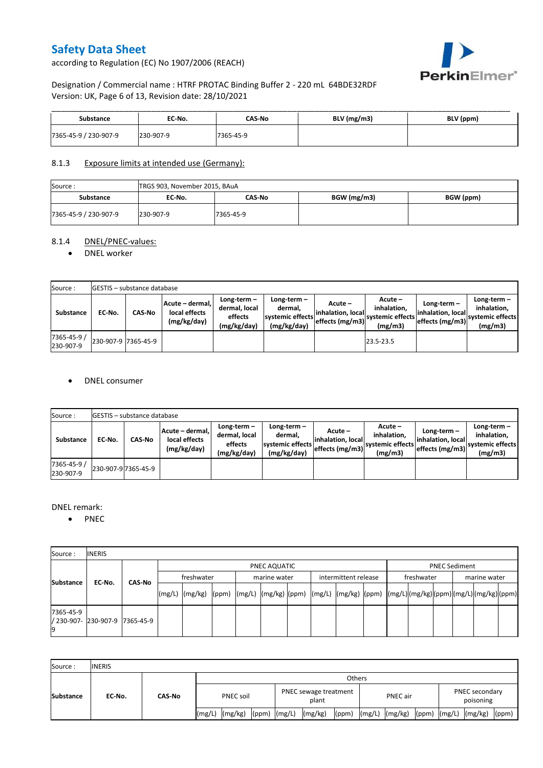# Safety Data Sheet

according to Regulation (EC) No 1907/2006 (REACH)

Designation / Commercial name : HTRF PROTAC Binding Buffer 2 - 220 mL 64BDE32RDF
Version: UK, Page 6 of 13, Revision date: 28/10/2021

| Substance | EC-No. | CAS-No | BLV (mg/m3) | BLV (ppm) |
|---|---|---|---|---|
| 7365-45-9 / 230-907-9 | 230-907-9 | 7365-45-9 | | |

### 8.1.3 Exposure limits at intended use (Germany):

| Source : | TRGS 903, November 2015, BAuA | | | |
|---|---|---|---|---|
| **Substance** | **EC-No.** | **CAS-No** | **BGW (mg/m3)** | **BGW (ppm)** |
| 7365-45-9 / 230-907-9 | 230-907-9 | 7365-45-9 | | |

### 8.1.4 DNEL/PNEC-values:

- DNEL worker

| Source : | GESTIS – substance database | | | | | | | |
|---|---|---|---|---|---|---|---|---|
| **Substance** | **EC-No.** | **CAS-No** | **Acute – dermal, local effects (mg/kg/day)** | **Long-term – dermal, local effects (mg/kg/day)** | **Long-term – dermal, systemic effects (mg/kg/day)** | **Acute – inhalation, local effects (mg/m3)** | **Acute – inhalation, systemic effects (mg/m3)** | **Long-term – inhalation, local effects (mg/m3)** | **Long-term – inhalation, systemic effects (mg/m3)** |
| 7365-45-9 / 230-907-9 | 230-907-9 | 7365-45-9 | | | | | 23.5-23.5 | | |

- DNEL consumer

| Source : | GESTIS – substance database | | | | | | | |
|---|---|---|---|---|---|---|---|---|
| **Substance** | **EC-No.** | **CAS-No** | **Acute – dermal, local effects (mg/kg/day)** | **Long-term – dermal, local effects (mg/kg/day)** | **Long-term – dermal, systemic effects (mg/kg/day)** | **Acute – inhalation, local effects (mg/m3)** | **Acute – inhalation, systemic effects (mg/m3)** | **Long-term – inhalation, local effects (mg/m3)** | **Long-term – inhalation, systemic effects (mg/m3)** |
| 7365-45-9 / 230-907-9 | 230-907-9 | 7365-45-9 | | | | | | | |

DNEL remark:

- PNEC

| Source : | INERIS | | | | | | | | | | | | | | | | | |
|---|---|---|---|---|---|---|---|---|---|---|---|---|---|---|---|---|---|---|---|---|
| **Substance** | **EC-No.** | **CAS-No** | PNEC AQUATIC | | | | | | | | | PNEC Sediment | | | | | |
| | | | freshwater | | | marine water | | | intermittent release | | | freshwater | | | marine water | | |
| | | | (mg/L) | (mg/kg) | (ppm) | (mg/L) | (mg/kg) | (ppm) | (mg/L) | (mg/kg) | (ppm) | (mg/L) | (mg/kg) | (ppm) | (mg/L) | (mg/kg) | (ppm) |
| 7365-45-9 / 230-907-9 | 230-907-9 | 7365-45-9 | | | | | | | | | | | | | | | |

| Source : | INERIS | | | | | | | | | | | | | | |
|---|---|---|---|---|---|---|---|---|---|---|---|---|---|---|---|
| **Substance** | **EC-No.** | **CAS-No** | Others | | | | | | | | | | | | |
| | | | PNEC soil | | | PNEC sewage treatment plant | | | PNEC air | | | PNEC secondary poisoning | | |
| | | | (mg/L) | (mg/kg) | (ppm) | (mg/L) | (mg/kg) | (ppm) | (mg/L) | (mg/kg) | (ppm) | (mg/L) | (mg/kg) | (ppm) |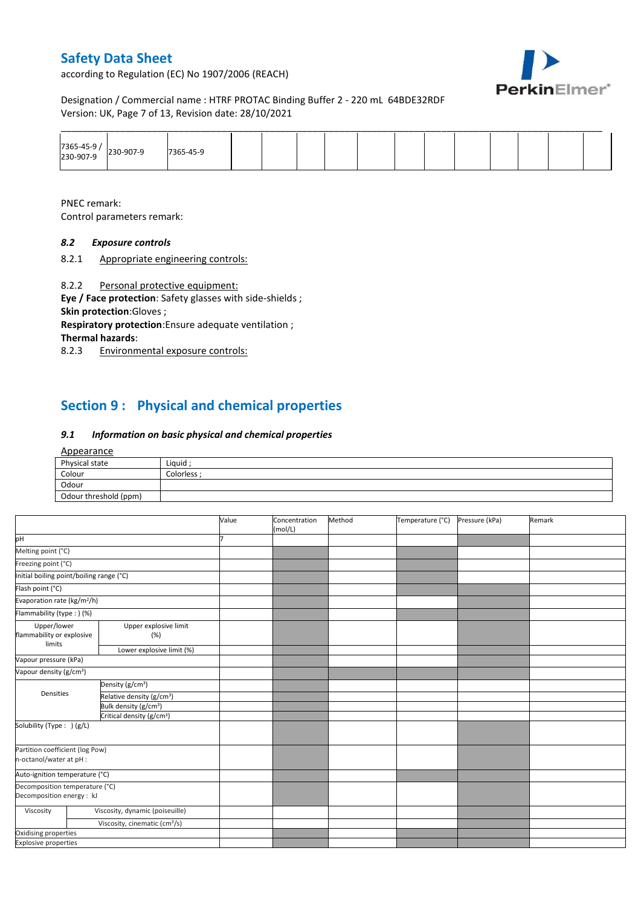| 7365-45-9 / 230-907-9 | 230-907-9 | 7365-45-9 | | | | | | | | | | | |
|---|---|---|---|---|---|---|---|---|---|---|---|---|---|

PNEC remark:

Control parameters remark:

### *8.2 Exposure controls*

8.2.1 Appropriate engineering controls:

8.2.2 Personal protective equipment:

**Eye / Face protection**: Safety glasses with side-shields ;

**Skin protection**:Gloves ;

**Respiratory protection**:Ensure adequate ventilation ;

**Thermal hazards**:

8.2.3 Environmental exposure controls:

## Section 9 : Physical and chemical properties

### *9.1 Information on basic physical and chemical properties*

Appearance

| Physical state | Liquid ; |
|---|---|
| Colour | Colorless ; |
| Odour | |
| Odour threshold (ppm) | |

| | | Value | Concentration (mol/L) | Method | Temperature (°C) | Pressure (kPa) | Remark |
|---|---|---|---|---|---|---|---|
| pH | | 7 | | | | | |
| Melting point (°C) | | | | | | | |
| Freezing point (°C) | | | | | | | |
| Initial boiling point/boiling range (°C) | | | | | | | |
| Flash point (°C) | | | | | | | |
| Evaporation rate (kg/m²/h) | | | | | | | |
| Flammability (type : ) (%) | | | | | | | |
| Upper/lower flammability or explosive limits | Upper explosive limit (%) | | | | | | |
| | Lower explosive limit (%) | | | | | | |
| Vapour pressure (kPa) | | | | | | | |
| Vapour density (g/cm³) | | | | | | | |
| Densities | Density (g/cm³) | | | | | | |
| | Relative density (g/cm³) | | | | | | |
| | Bulk density (g/cm³) | | | | | | |
| | Critical density (g/cm³) | | | | | | |
| Solubility (Type : ) (g/L) | | | | | | | |
| Partition coefficient (log Pow) n-octanol/water at pH : | | | | | | | |
| Auto-ignition temperature (°C) | | | | | | | |
| Decomposition temperature (°C) Decomposition energy : kJ | | | | | | | |
| Viscosity | Viscosity, dynamic (poiseuille) | | | | | | |
| | Viscosity, cinematic (cm³/s) | | | | | | |
| Oxidising properties | | | | | | | |
| Explosive properties | | | | | | | |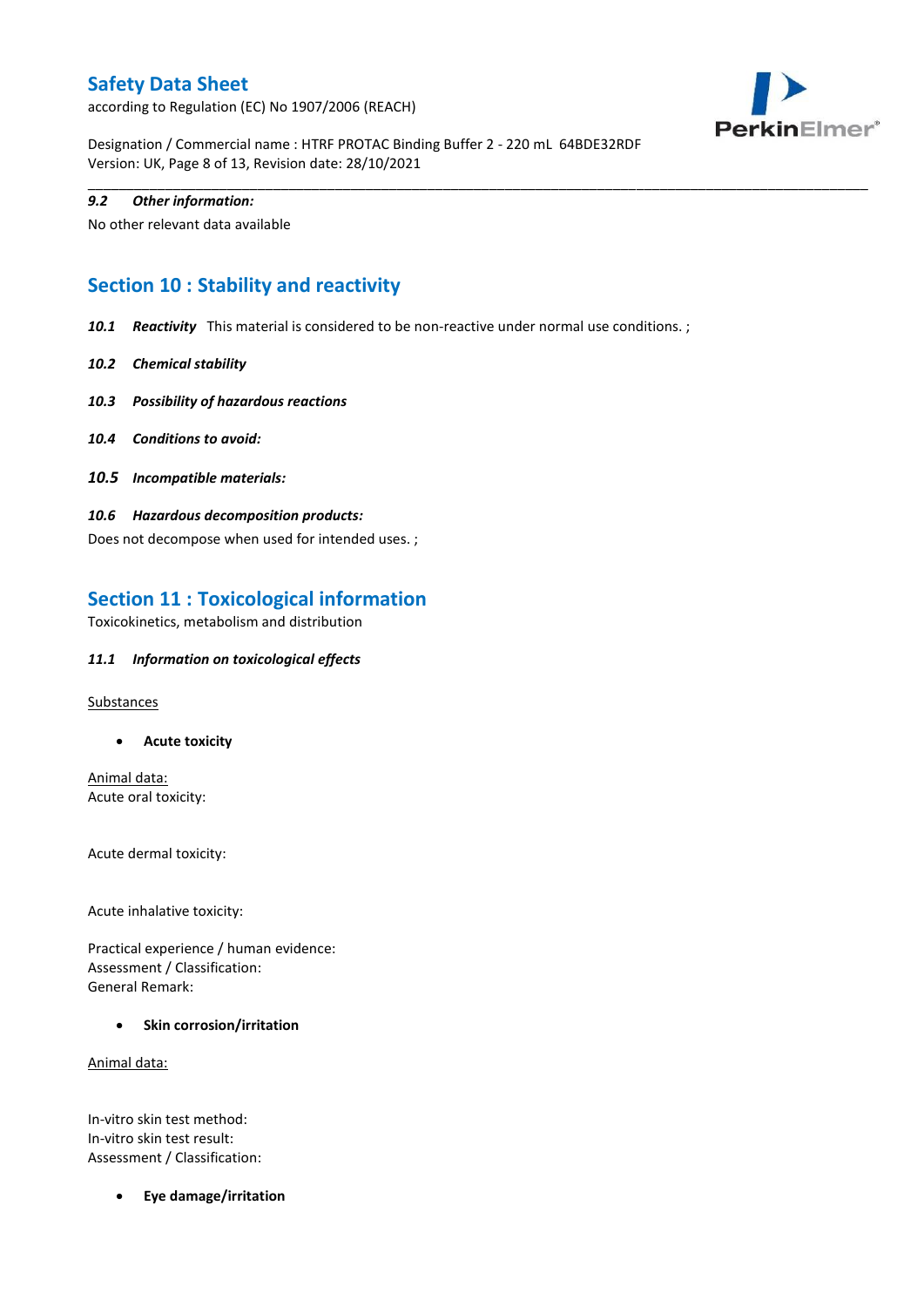#### 9.2 *Other information:*

No other relevant data available

## Section 10 : Stability and reactivity

**10.1** ***Reactivity*** This material is considered to be non-reactive under normal use conditions. ;

**10.2** ***Chemical stability***

**10.3** ***Possibility of hazardous reactions***

**10.4** ***Conditions to avoid:***

**10.5** ***Incompatible materials:***

**10.6** ***Hazardous decomposition products:***

Does not decompose when used for intended uses. ;

## Section 11 : Toxicological information

Toxicokinetics, metabolism and distribution

**11.1** ***Information on toxicological effects***

Substances

- **Acute toxicity**

Animal data:
Acute oral toxicity:

Acute dermal toxicity:

Acute inhalative toxicity:

Practical experience / human evidence:
Assessment / Classification:
General Remark:

- **Skin corrosion/irritation**

Animal data:

In-vitro skin test method:
In-vitro skin test result:
Assessment / Classification:

- **Eye damage/irritation**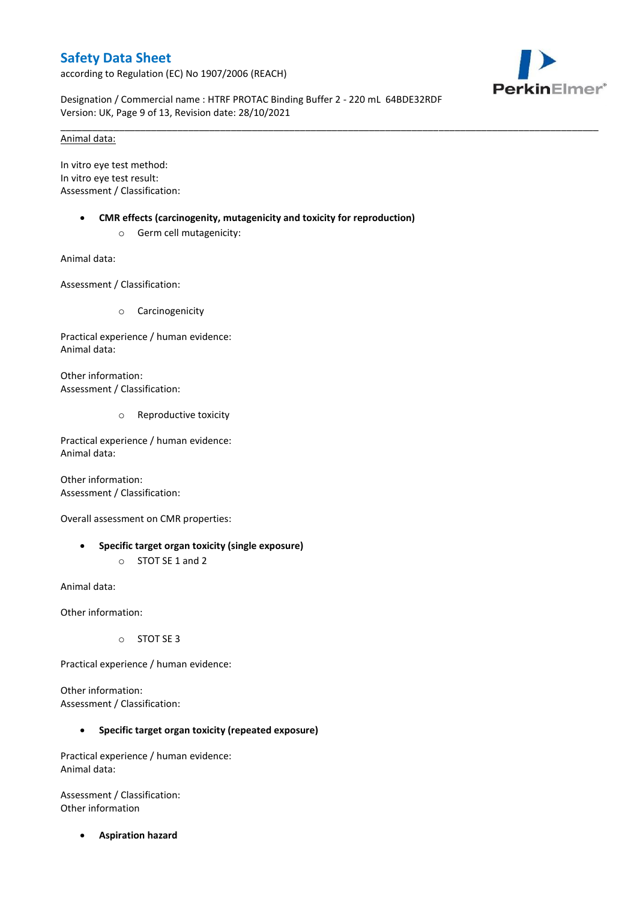Animal data:

In vitro eye test method:
In vitro eye test result:
Assessment / Classification:

- **CMR effects (carcinogenity, mutagenicity and toxicity for reproduction)**
  - Germ cell mutagenicity:

Animal data:

Assessment / Classification:

  - Carcinogenicity

Practical experience / human evidence:
Animal data:

Other information:
Assessment / Classification:

  - Reproductive toxicity

Practical experience / human evidence:
Animal data:

Other information:
Assessment / Classification:

Overall assessment on CMR properties:

- **Specific target organ toxicity (single exposure)**
  - STOT SE 1 and 2

Animal data:

Other information:

  - STOT SE 3

Practical experience / human evidence:

Other information:
Assessment / Classification:

- **Specific target organ toxicity (repeated exposure)**

Practical experience / human evidence:
Animal data:

Assessment / Classification:
Other information

- **Aspiration hazard**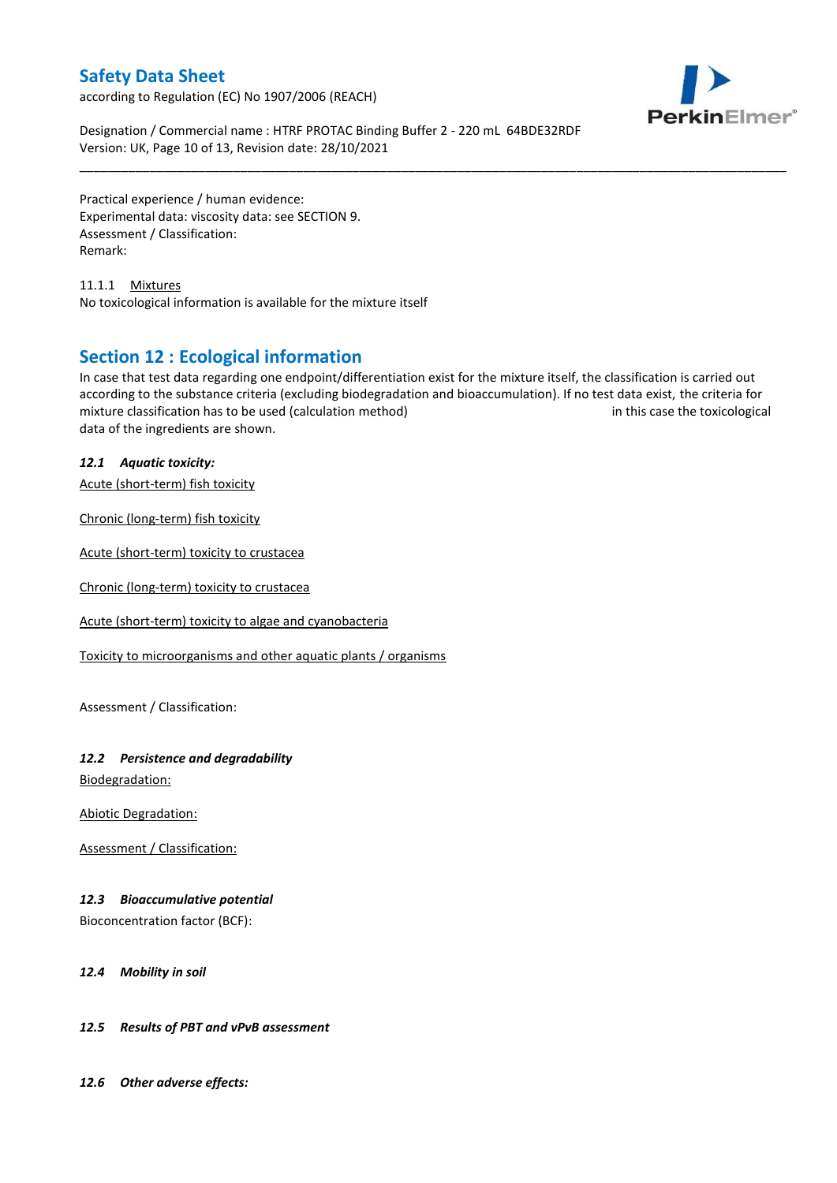Practical experience / human evidence:
Experimental data: viscosity data: see SECTION 9.
Assessment / Classification:
Remark:

11.1.1 Mixtures

No toxicological information is available for the mixture itself

## Section 12 : Ecological information

In case that test data regarding one endpoint/differentiation exist for the mixture itself, the classification is carried out according to the substance criteria (excluding biodegradation and bioaccumulation). If no test data exist, the criteria for mixture classification has to be used (calculation method) in this case the toxicological data of the ingredients are shown.

***12.1 Aquatic toxicity:***

Acute (short-term) fish toxicity

Chronic (long-term) fish toxicity

Acute (short-term) toxicity to crustacea

Chronic (long-term) toxicity to crustacea

Acute (short-term) toxicity to algae and cyanobacteria

Toxicity to microorganisms and other aquatic plants / organisms

Assessment / Classification:

***12.2 Persistence and degradability***

Biodegradation:

Abiotic Degradation:

Assessment / Classification:

***12.3 Bioaccumulative potential***

Bioconcentration factor (BCF):

***12.4 Mobility in soil***

***12.5 Results of PBT and vPvB assessment***

***12.6 Other adverse effects:***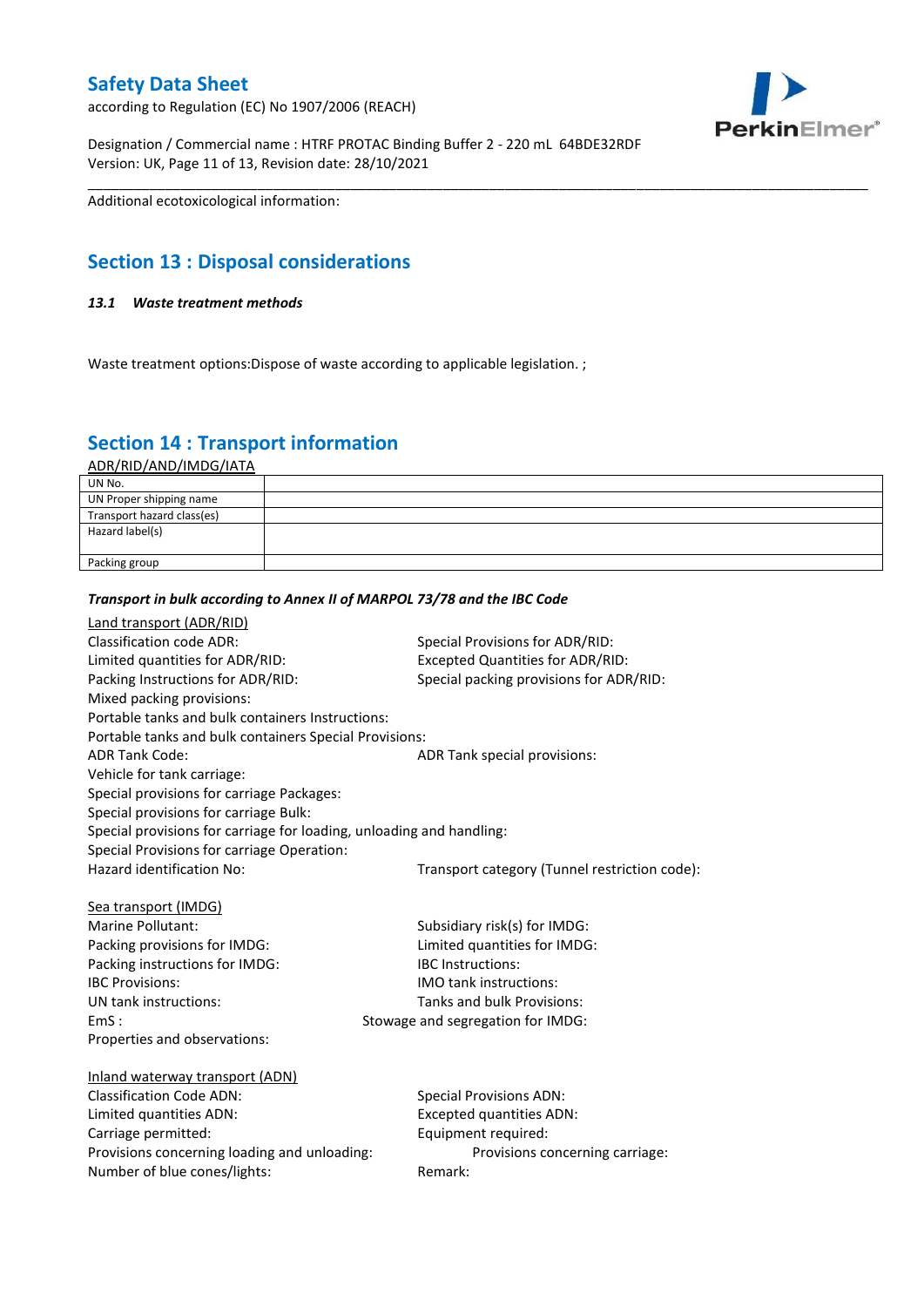Additional ecotoxicological information:

# Section 13 : Disposal considerations

### *13.1 Waste treatment methods*

Waste treatment options:Dispose of waste according to applicable legislation. ;

# Section 14 : Transport information

ADR/RID/AND/IMDG/IATA

| UN No. | |
|---|---|
| UN Proper shipping name | |
| Transport hazard class(es) | |
| Hazard label(s) | |
| Packing group | |

***Transport in bulk according to Annex II of MARPOL 73/78 and the IBC Code***

Land transport (ADR/RID)

Classification code ADR:
Special Provisions for ADR/RID:
Limited quantities for ADR/RID:
Excepted Quantities for ADR/RID:
Packing Instructions for ADR/RID:
Special packing provisions for ADR/RID:
Mixed packing provisions:
Portable tanks and bulk containers Instructions:
Portable tanks and bulk containers Special Provisions:
ADR Tank Code:
ADR Tank special provisions:
Vehicle for tank carriage:
Special provisions for carriage Packages:
Special provisions for carriage Bulk:
Special provisions for carriage for loading, unloading and handling:
Special Provisions for carriage Operation:
Hazard identification No:
Transport category (Tunnel restriction code):

Sea transport (IMDG)

Marine Pollutant:
Subsidiary risk(s) for IMDG:
Packing provisions for IMDG:
Limited quantities for IMDG:
Packing instructions for IMDG:
IBC Instructions:
IBC Provisions:
IMO tank instructions:
UN tank instructions:
Tanks and bulk Provisions:
EmS :
Stowage and segregation for IMDG:
Properties and observations:

Inland waterway transport (ADN)

Classification Code ADN:
Special Provisions ADN:
Limited quantities ADN:
Excepted quantities ADN:
Carriage permitted:
Equipment required:
Provisions concerning loading and unloading:
Provisions concerning carriage:
Number of blue cones/lights:
Remark: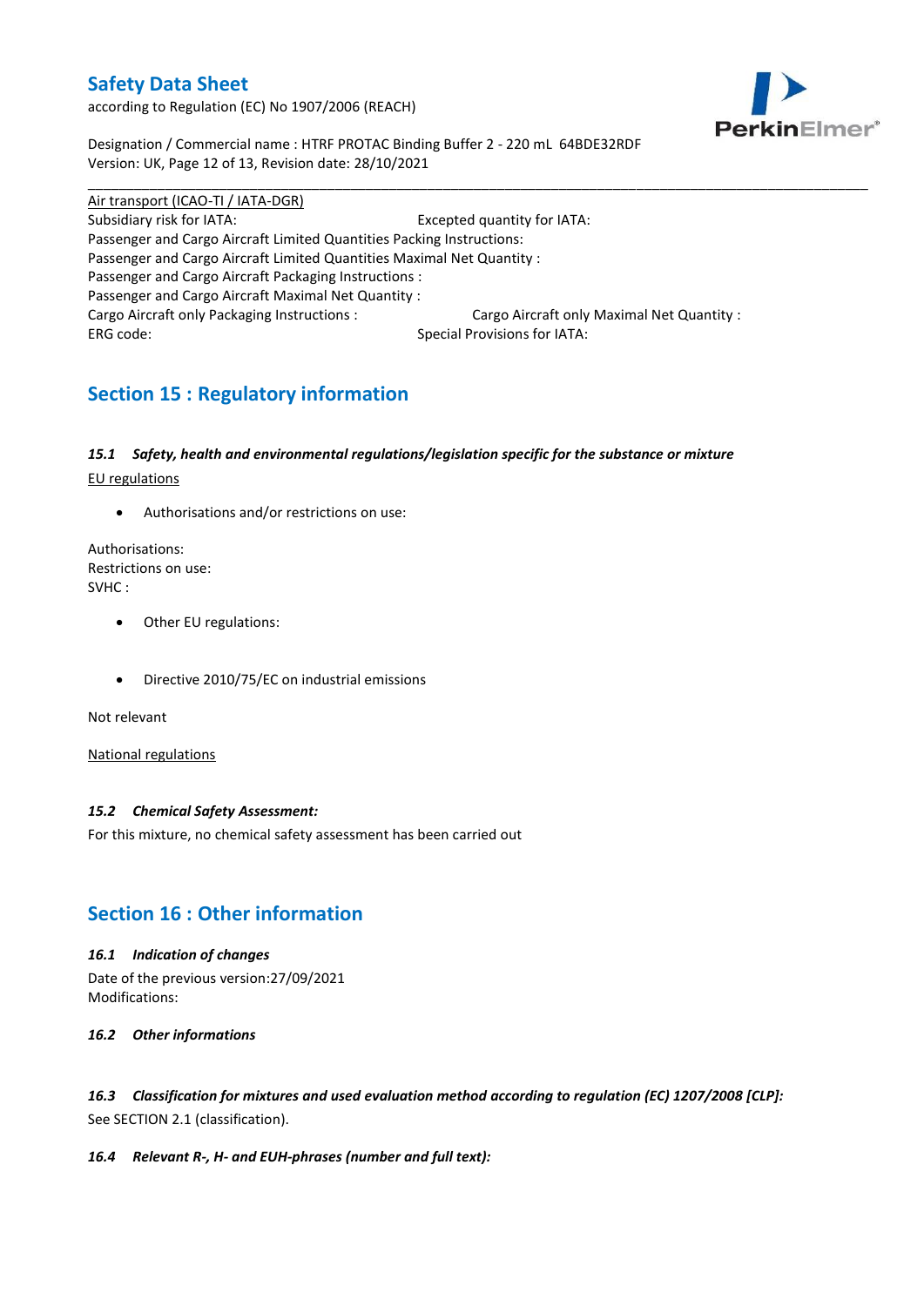Air transport (ICAO-TI / IATA-DGR)

Subsidiary risk for IATA: Excepted quantity for IATA:
Passenger and Cargo Aircraft Limited Quantities Packing Instructions:
Passenger and Cargo Aircraft Limited Quantities Maximal Net Quantity :
Passenger and Cargo Aircraft Packaging Instructions :
Passenger and Cargo Aircraft Maximal Net Quantity :
Cargo Aircraft only Packaging Instructions : Cargo Aircraft only Maximal Net Quantity :
ERG code: Special Provisions for IATA:

## Section 15 : Regulatory information

### *15.1 Safety, health and environmental regulations/legislation specific for the substance or mixture*

EU regulations

- Authorisations and/or restrictions on use:

Authorisations:
Restrictions on use:
SVHC :

- Other EU regulations:

- Directive 2010/75/EC on industrial emissions

Not relevant

National regulations

### *15.2 Chemical Safety Assessment:*

For this mixture, no chemical safety assessment has been carried out

## Section 16 : Other information

### *16.1 Indication of changes*

Date of the previous version:27/09/2021
Modifications:

### *16.2 Other informations*

### *16.3 Classification for mixtures and used evaluation method according to regulation (EC) 1207/2008 [CLP]:*

See SECTION 2.1 (classification).

### *16.4 Relevant R-, H- and EUH-phrases (number and full text):*